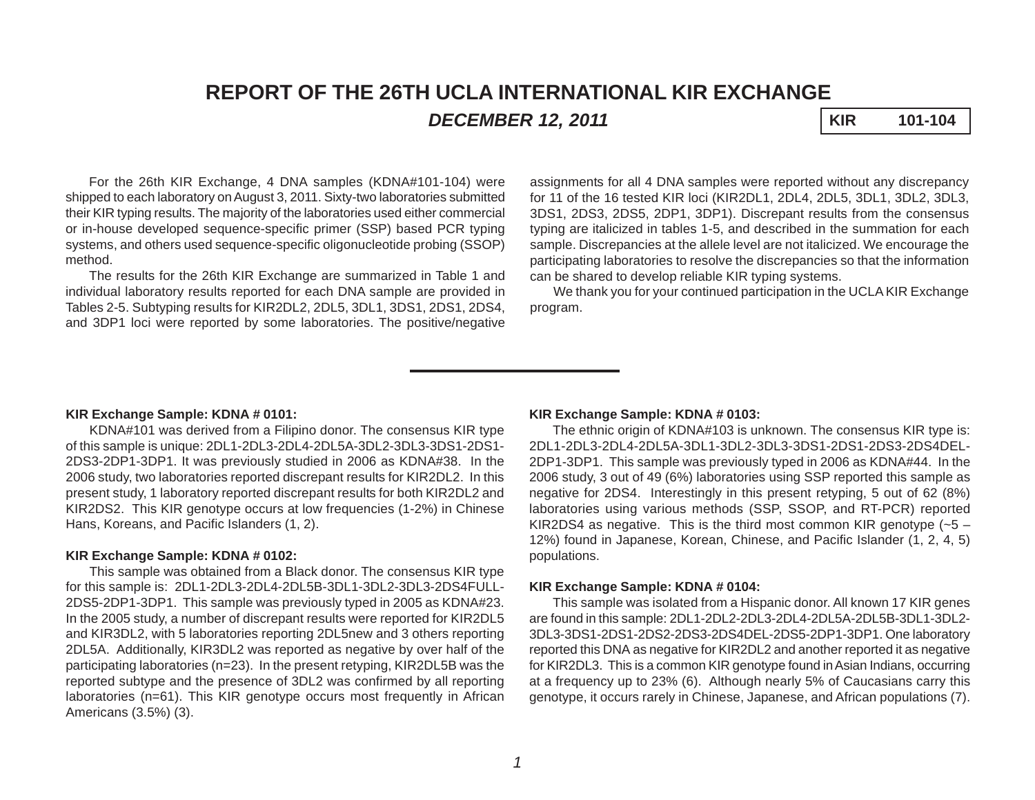# REPORT OF THE 26TH UCLA INTERNATIONAL KIR EXCHANGE

***DECEMBER 12, 2011***

**KIR 101-104**

For the 26th KIR Exchange, 4 DNA samples (KDNA#101-104) were shipped to each laboratory on August 3, 2011. Sixty-two laboratories submitted their KIR typing results. The majority of the laboratories used either commercial or in-house developed sequence-specific primer (SSP) based PCR typing systems, and others used sequence-specific oligonucleotide probing (SSOP) method.

The results for the 26th KIR Exchange are summarized in Table 1 and individual laboratory results reported for each DNA sample are provided in Tables 2-5. Subtyping results for KIR2DL2, 2DL5, 3DL1, 3DS1, 2DS1, 2DS4, and 3DP1 loci were reported by some laboratories. The positive/negative assignments for all 4 DNA samples were reported without any discrepancy for 11 of the 16 tested KIR loci (KIR2DL1, 2DL4, 2DL5, 3DL1, 3DL2, 3DL3, 3DS1, 2DS3, 2DS5, 2DP1, 3DP1). Discrepant results from the consensus typing are italicized in tables 1-5, and described in the summation for each sample. Discrepancies at the allele level are not italicized. We encourage the participating laboratories to resolve the discrepancies so that the information can be shared to develop reliable KIR typing systems.

We thank you for your continued participation in the UCLA KIR Exchange program.

---

**KIR Exchange Sample: KDNA # 0101:**

KDNA#101 was derived from a Filipino donor. The consensus KIR type of this sample is unique: 2DL1-2DL3-2DL4-2DL5A-3DL2-3DL3-3DS1-2DS1-2DS3-2DP1-3DP1. It was previously studied in 2006 as KDNA#38. In the 2006 study, two laboratories reported discrepant results for KIR2DL2. In this present study, 1 laboratory reported discrepant results for both KIR2DL2 and KIR2DS2. This KIR genotype occurs at low frequencies (1-2%) in Chinese Hans, Koreans, and Pacific Islanders (1, 2).

**KIR Exchange Sample: KDNA # 0102:**

This sample was obtained from a Black donor. The consensus KIR type for this sample is: 2DL1-2DL3-2DL4-2DL5B-3DL1-3DL2-3DL3-2DS4FULL-2DS5-2DP1-3DP1. This sample was previously typed in 2005 as KDNA#23. In the 2005 study, a number of discrepant results were reported for KIR2DL5 and KIR3DL2, with 5 laboratories reporting 2DL5new and 3 others reporting 2DL5A. Additionally, KIR3DL2 was reported as negative by over half of the participating laboratories (n=23). In the present retyping, KIR2DL5B was the reported subtype and the presence of 3DL2 was confirmed by all reporting laboratories (n=61). This KIR genotype occurs most frequently in African Americans (3.5%) (3).

**KIR Exchange Sample: KDNA # 0103:**

The ethnic origin of KDNA#103 is unknown. The consensus KIR type is: 2DL1-2DL3-2DL4-2DL5A-3DL1-3DL2-3DL3-3DS1-2DS1-2DS3-2DS4DEL-2DP1-3DP1. This sample was previously typed in 2006 as KDNA#44. In the 2006 study, 3 out of 49 (6%) laboratories using SSP reported this sample as negative for 2DS4. Interestingly in this present retyping, 5 out of 62 (8%) laboratories using various methods (SSP, SSOP, and RT-PCR) reported KIR2DS4 as negative. This is the third most common KIR genotype (~5 – 12%) found in Japanese, Korean, Chinese, and Pacific Islander (1, 2, 4, 5) populations.

**KIR Exchange Sample: KDNA # 0104:**

This sample was isolated from a Hispanic donor. All known 17 KIR genes are found in this sample: 2DL1-2DL2-2DL3-2DL4-2DL5A-2DL5B-3DL1-3DL2-3DL3-3DS1-2DS1-2DS2-2DS3-2DS4DEL-2DS5-2DP1-3DP1. One laboratory reported this DNA as negative for KIR2DL2 and another reported it as negative for KIR2DL3. This is a common KIR genotype found in Asian Indians, occurring at a frequency up to 23% (6). Although nearly 5% of Caucasians carry this genotype, it occurs rarely in Chinese, Japanese, and African populations (7).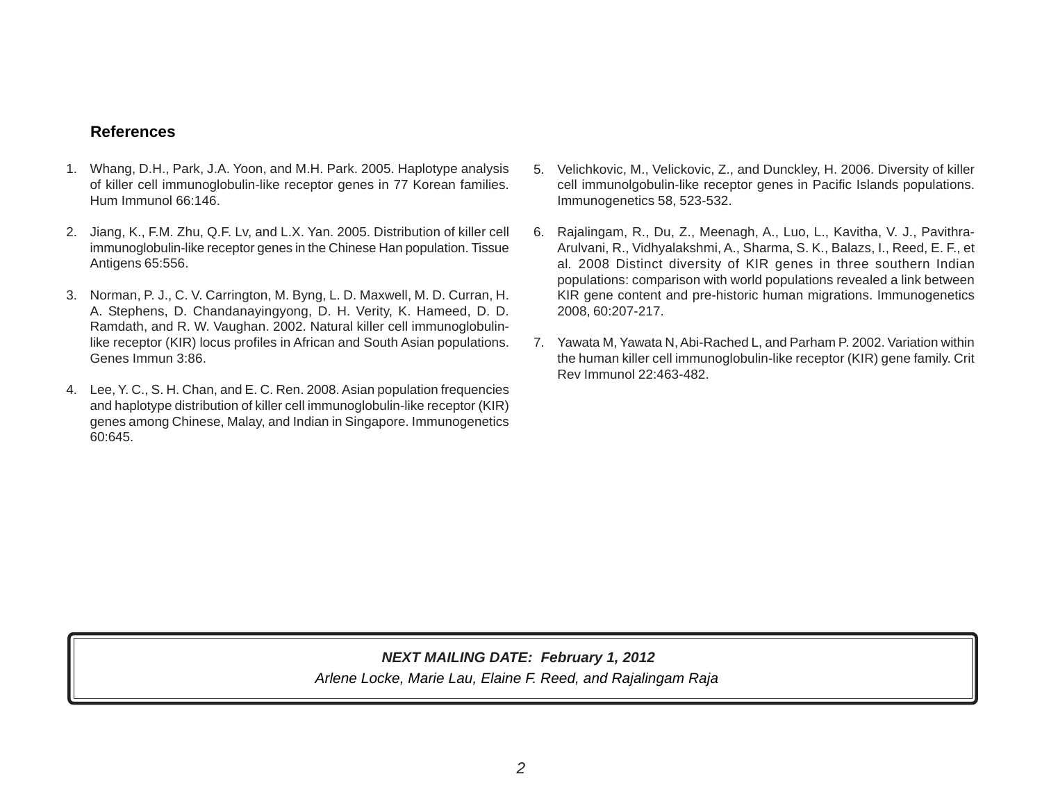## References

1. Whang, D.H., Park, J.A. Yoon, and M.H. Park. 2005. Haplotype analysis of killer cell immunoglobulin-like receptor genes in 77 Korean families. Hum Immunol 66:146.

2. Jiang, K., F.M. Zhu, Q.F. Lv, and L.X. Yan. 2005. Distribution of killer cell immunoglobulin-like receptor genes in the Chinese Han population. Tissue Antigens 65:556.

3. Norman, P. J., C. V. Carrington, M. Byng, L. D. Maxwell, M. D. Curran, H. A. Stephens, D. Chandanayingyong, D. H. Verity, K. Hameed, D. D. Ramdath, and R. W. Vaughan. 2002. Natural killer cell immunoglobulin-like receptor (KIR) locus profiles in African and South Asian populations. Genes Immun 3:86.

4. Lee, Y. C., S. H. Chan, and E. C. Ren. 2008. Asian population frequencies and haplotype distribution of killer cell immunoglobulin-like receptor (KIR) genes among Chinese, Malay, and Indian in Singapore. Immunogenetics 60:645.

5. Velichkovic, M., Velickovic, Z., and Dunckley, H. 2006. Diversity of killer cell immunolgobulin-like receptor genes in Pacific Islands populations. Immunogenetics 58, 523-532.

6. Rajalingam, R., Du, Z., Meenagh, A., Luo, L., Kavitha, V. J., Pavithra-Arulvani, R., Vidhyalakshmi, A., Sharma, S. K., Balazs, I., Reed, E. F., et al. 2008 Distinct diversity of KIR genes in three southern Indian populations: comparison with world populations revealed a link between KIR gene content and pre-historic human migrations. Immunogenetics 2008, 60:207-217.

7. Yawata M, Yawata N, Abi-Rached L, and Parham P. 2002. Variation within the human killer cell immunoglobulin-like receptor (KIR) gene family. Crit Rev Immunol 22:463-482.

***NEXT MAILING DATE: February 1, 2012***

*Arlene Locke, Marie Lau, Elaine F. Reed, and Rajalingam Raja*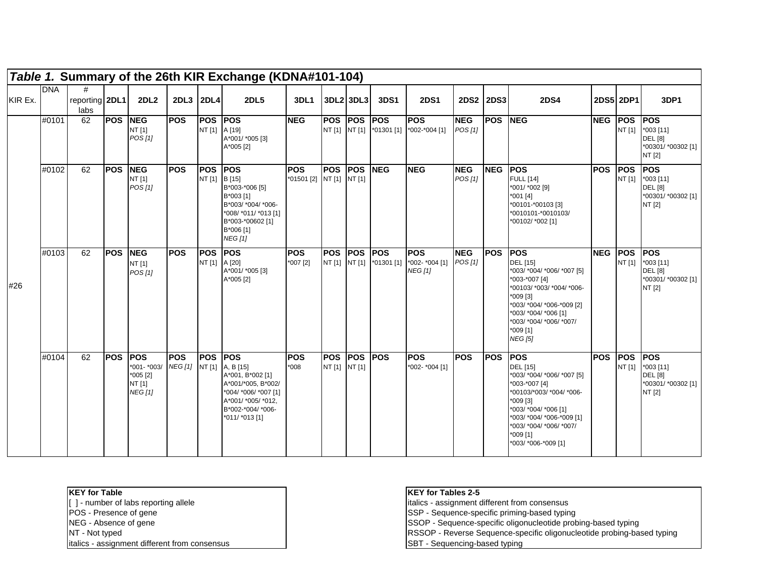## *Table 1.* Summary of the 26th KIR Exchange (KDNA#101-104)

| KIR Ex. | DNA | # reporting labs | 2DL1 | 2DL2 | 2DL3 | 2DL4 | 2DL5 | 3DL1 | 3DL2 | 3DL3 | 3DS1 | 2DS1 | 2DS2 | 2DS3 | 2DS4 | 2DS5 | 2DP1 | 3DP1 |
|---|---|---|---|---|---|---|---|---|---|---|---|---|---|---|---|---|---|---|
| #26 | #0101 | 62 | **POS** | **NEG** NT [1] *POS [1]* | **POS** | **POS** NT [1] | **POS** A [19] A*001/ *005 [3] A*005 [2] | **NEG** | **POS** NT [1] | **POS** NT [1] | **POS** *01301 [1] | **POS** *002-*004 [1] | **NEG** *POS [1]* | **POS** | **NEG** | **NEG** | **POS** NT [1] | **POS** *003 [11] DEL [8] *00301/ *00302 [1] NT [2] |
| | #0102 | 62 | **POS** | **NEG** NT [1] *POS [1]* | **POS** | **POS** NT [1] | **POS** B [15] B*003-*006 [5] B*003 [1] B*003/ *004/ *006-*008/ *011/ *013 [1] B*003-*00602 [1] B*006 [1] *NEG [1]* | **POS** *01501 [2] | **POS** NT [1] | **POS** NT [1] | **NEG** | **NEG** | **NEG** *POS [1]* | **NEG** | **POS** FULL [14] *001/ *002 [9] *001 [4] *00101-*00103 [3] *0010101-*0010103/ *00102/ *002 [1] | **POS** | **POS** NT [1] | **POS** *003 [11] DEL [8] *00301/ *00302 [1] NT [2] |
| | #0103 | 62 | **POS** | **NEG** NT [1] *POS [1]* | **POS** | **POS** NT [1] | **POS** A [20] A*001/ *005 [3] A*005 [2] | **POS** *007 [2] | **POS** NT [1] | **POS** NT [1] | **POS** *01301 [1] | **POS** *002- *004 [1] *NEG [1]* | **NEG** *POS [1]* | **POS** | **POS** DEL [15] *003/ *004/ *006/ *007 [5] *003-*007 [4] *00103/ *003/ *004/ *006-*009 [3] *003/ *004/ *006-*009 [2] *003/ *004/ *006 [1] *003/ *004/ *006/ *007/ *009 [1] *NEG [5]* | **NEG** | **POS** NT [1] | **POS** *003 [11] DEL [8] *00301/ *00302 [1] NT [2] |
| | #0104 | 62 | **POS** | **POS** *001- *003/ *005 [2] NT [1] *NEG [1]* | **POS** *NEG [1]* | **POS** NT [1] | **POS** A, B [15] A*001, B*002 [1] A*001/*005, B*002/ *004/ *006/ *007 [1] A*001/ *005/ *012, B*002-*004/ *006-*011/ *013 [1] | **POS** *008 | **POS** NT [1] | **POS** NT [1] | **POS** | **POS** *002- *004 [1] | **POS** | **POS** | **POS** DEL [15] *003/ *004/ *006/ *007 [5] *003-*007 [4] *00103/*003/ *004/ *006-*009 [3] *003/ *004/ *006 [1] *003/ *004/ *006-*009 [1] *003/ *004/ *006/ *007/ *009 [1] *003/ *006-*009 [1] | **POS** | **POS** NT [1] | **POS** *003 [11] DEL [8] *00301/ *00302 [1] NT [2] |

| KEY for Table |
|---|
| [ ] - number of labs reporting allele |
| POS - Presence of gene |
| NEG - Absence of gene |
| NT - Not typed |
| italics - assignment different from consensus |

| KEY for Tables 2-5 |
|---|
| italics - assignment different from consensus |
| SSP - Sequence-specific priming-based typing |
| SSOP - Sequence-specific oligonucleotide probing-based typing |
| RSSOP - Reverse Sequence-specific oligonucleotide probing-based typing |
| SBT - Sequencing-based typing |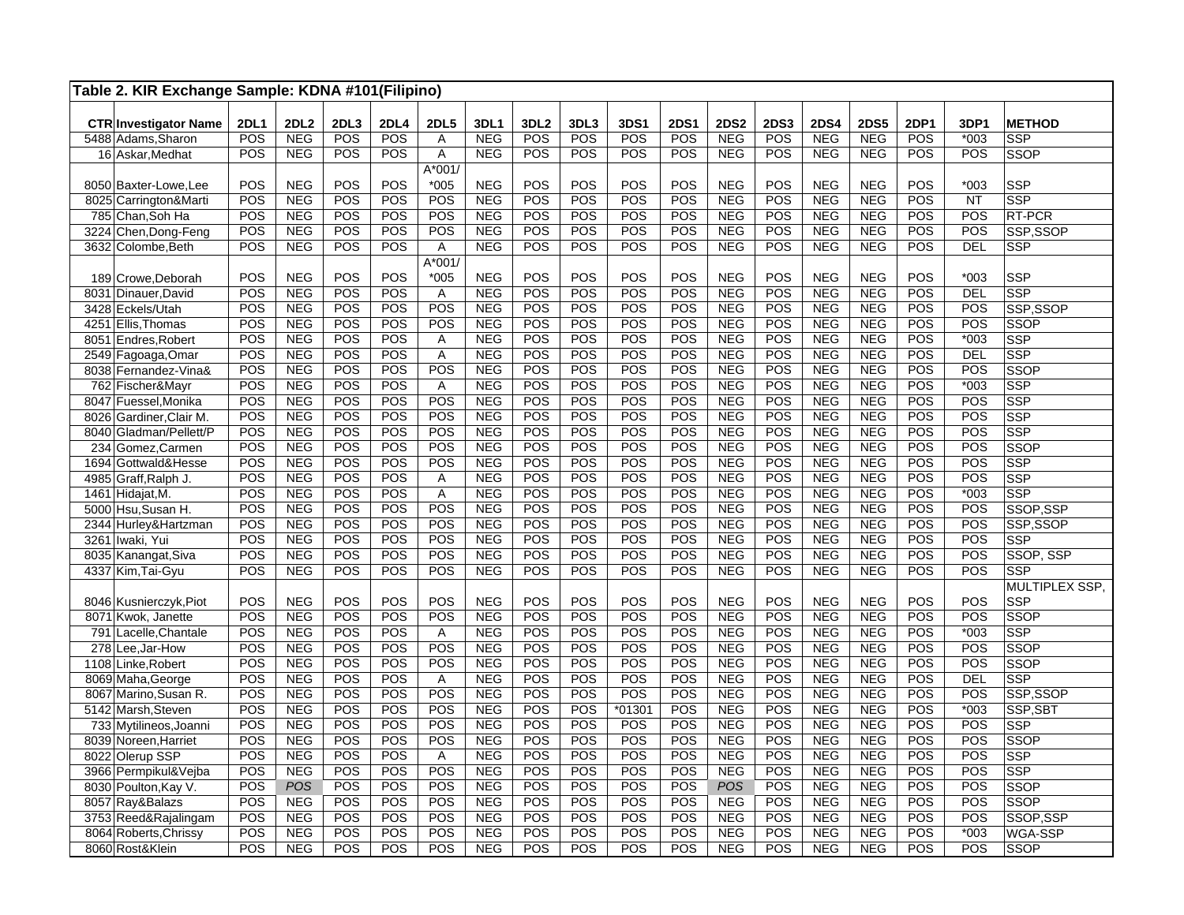**Table 2. KIR Exchange Sample: KDNA #101(Filipino)**

| CTR | Investigator Name | 2DL1 | 2DL2 | 2DL3 | 2DL4 | 2DL5 | 3DL1 | 3DL2 | 3DL3 | 3DS1 | 2DS1 | 2DS2 | 2DS3 | 2DS4 | 2DS5 | 2DP1 | 3DP1 | METHOD |
|---|---|---|---|---|---|---|---|---|---|---|---|---|---|---|---|---|---|---|
| 5488 | Adams,Sharon | POS | NEG | POS | POS | A | NEG | POS | POS | POS | POS | NEG | POS | NEG | NEG | POS | *003 | SSP |
| 16 | Askar,Medhat | POS | NEG | POS | POS | A | NEG | POS | POS | POS | POS | NEG | POS | NEG | NEG | POS | POS | SSOP |
| 8050 | Baxter-Lowe,Lee | POS | NEG | POS | POS | A*001/ *005 | NEG | POS | POS | POS | POS | NEG | POS | NEG | NEG | POS | *003 | SSP |
| 8025 | Carrington&Marti | POS | NEG | POS | POS | POS | NEG | POS | POS | POS | POS | NEG | POS | NEG | NEG | POS | NT | SSP |
| 785 | Chan,Soh Ha | POS | NEG | POS | POS | POS | NEG | POS | POS | POS | POS | NEG | POS | NEG | NEG | POS | POS | RT-PCR |
| 3224 | Chen,Dong-Feng | POS | NEG | POS | POS | POS | NEG | POS | POS | POS | POS | NEG | POS | NEG | NEG | POS | POS | SSP,SSOP |
| 3632 | Colombe,Beth | POS | NEG | POS | POS | A | NEG | POS | POS | POS | POS | NEG | POS | NEG | NEG | POS | DEL | SSP |
| 189 | Crowe,Deborah | POS | NEG | POS | POS | A*001/ *005 | NEG | POS | POS | POS | POS | NEG | POS | NEG | NEG | POS | *003 | SSP |
| 8031 | Dinauer,David | POS | NEG | POS | POS | A | NEG | POS | POS | POS | POS | NEG | POS | NEG | NEG | POS | DEL | SSP |
| 3428 | Eckels/Utah | POS | NEG | POS | POS | POS | NEG | POS | POS | POS | POS | NEG | POS | NEG | NEG | POS | POS | SSP,SSOP |
| 4251 | Ellis,Thomas | POS | NEG | POS | POS | POS | NEG | POS | POS | POS | POS | NEG | POS | NEG | NEG | POS | POS | SSOP |
| 8051 | Endres,Robert | POS | NEG | POS | POS | A | NEG | POS | POS | POS | POS | NEG | POS | NEG | NEG | POS | *003 | SSP |
| 2549 | Fagoaga,Omar | POS | NEG | POS | POS | A | NEG | POS | POS | POS | POS | NEG | POS | NEG | NEG | POS | DEL | SSP |
| 8038 | Fernandez-Vina& | POS | NEG | POS | POS | POS | NEG | POS | POS | POS | POS | NEG | POS | NEG | NEG | POS | POS | SSOP |
| 762 | Fischer&Mayr | POS | NEG | POS | POS | A | NEG | POS | POS | POS | POS | NEG | POS | NEG | NEG | POS | *003 | SSP |
| 8047 | Fuessel,Monika | POS | NEG | POS | POS | POS | NEG | POS | POS | POS | POS | NEG | POS | NEG | NEG | POS | POS | SSP |
| 8026 | Gardiner,Clair M. | POS | NEG | POS | POS | POS | NEG | POS | POS | POS | POS | NEG | POS | NEG | NEG | POS | POS | SSP |
| 8040 | Gladman/Pellett/P | POS | NEG | POS | POS | POS | NEG | POS | POS | POS | POS | NEG | POS | NEG | NEG | POS | POS | SSP |
| 234 | Gomez,Carmen | POS | NEG | POS | POS | POS | NEG | POS | POS | POS | POS | NEG | POS | NEG | NEG | POS | POS | SSOP |
| 1694 | Gottwald&Hesse | POS | NEG | POS | POS | POS | NEG | POS | POS | POS | POS | NEG | POS | NEG | NEG | POS | POS | SSP |
| 4985 | Graff,Ralph J. | POS | NEG | POS | POS | A | NEG | POS | POS | POS | POS | NEG | POS | NEG | NEG | POS | POS | SSP |
| 1461 | Hidajat,M. | POS | NEG | POS | POS | A | NEG | POS | POS | POS | POS | NEG | POS | NEG | NEG | POS | *003 | SSP |
| 5000 | Hsu,Susan H. | POS | NEG | POS | POS | POS | NEG | POS | POS | POS | POS | NEG | POS | NEG | NEG | POS | POS | SSOP,SSP |
| 2344 | Hurley&Hartzman | POS | NEG | POS | POS | POS | NEG | POS | POS | POS | POS | NEG | POS | NEG | NEG | POS | POS | SSP,SSOP |
| 3261 | Iwaki, Yui | POS | NEG | POS | POS | POS | NEG | POS | POS | POS | POS | NEG | POS | NEG | NEG | POS | POS | SSP |
| 8035 | Kanangat,Siva | POS | NEG | POS | POS | POS | NEG | POS | POS | POS | POS | NEG | POS | NEG | NEG | POS | POS | SSOP, SSP |
| 4337 | Kim,Tai-Gyu | POS | NEG | POS | POS | POS | NEG | POS | POS | POS | POS | NEG | POS | NEG | NEG | POS | POS | SSP |
| 8046 | Kusnierczyk,Piot | POS | NEG | POS | POS | POS | NEG | POS | POS | POS | POS | NEG | POS | NEG | NEG | POS | POS | MULTIPLEX SSP, SSP |
| 8071 | Kwok, Janette | POS | NEG | POS | POS | POS | NEG | POS | POS | POS | POS | NEG | POS | NEG | NEG | POS | POS | SSOP |
| 791 | Lacelle,Chantale | POS | NEG | POS | POS | A | NEG | POS | POS | POS | POS | NEG | POS | NEG | NEG | POS | *003 | SSP |
| 278 | Lee,Jar-How | POS | NEG | POS | POS | POS | NEG | POS | POS | POS | POS | NEG | POS | NEG | NEG | POS | POS | SSOP |
| 1108 | Linke,Robert | POS | NEG | POS | POS | POS | NEG | POS | POS | POS | POS | NEG | POS | NEG | NEG | POS | POS | SSOP |
| 8069 | Maha,George | POS | NEG | POS | POS | A | NEG | POS | POS | POS | POS | NEG | POS | NEG | NEG | POS | DEL | SSP |
| 8067 | Marino,Susan R. | POS | NEG | POS | POS | POS | NEG | POS | POS | POS | POS | NEG | POS | NEG | NEG | POS | POS | SSP,SSOP |
| 5142 | Marsh,Steven | POS | NEG | POS | POS | POS | NEG | POS | POS | *01301 | POS | NEG | POS | NEG | NEG | POS | *003 | SSP,SBT |
| 733 | Mytilineos,Joanni | POS | NEG | POS | POS | POS | NEG | POS | POS | POS | POS | NEG | POS | NEG | NEG | POS | POS | SSP |
| 8039 | Noreen,Harriet | POS | NEG | POS | POS | POS | NEG | POS | POS | POS | POS | NEG | POS | NEG | NEG | POS | POS | SSOP |
| 8022 | Olerup SSP | POS | NEG | POS | POS | A | NEG | POS | POS | POS | POS | NEG | POS | NEG | NEG | POS | POS | SSP |
| 3966 | Permpikul&Vejba | POS | NEG | POS | POS | POS | NEG | POS | POS | POS | POS | NEG | POS | NEG | NEG | POS | POS | SSP |
| 8030 | Poulton,Kay V. | POS | *POS* | POS | POS | POS | NEG | POS | POS | POS | POS | *POS* | POS | NEG | NEG | POS | POS | SSOP |
| 8057 | Ray&Balazs | POS | NEG | POS | POS | POS | NEG | POS | POS | POS | POS | NEG | POS | NEG | NEG | POS | POS | SSOP |
| 3753 | Reed&Rajalingam | POS | NEG | POS | POS | POS | NEG | POS | POS | POS | POS | NEG | POS | NEG | NEG | POS | POS | SSOP,SSP |
| 8064 | Roberts,Chrissy | POS | NEG | POS | POS | POS | NEG | POS | POS | POS | POS | NEG | POS | NEG | NEG | POS | *003 | WGA-SSP |
| 8060 | Rost&Klein | POS | NEG | POS | POS | POS | NEG | POS | POS | POS | POS | NEG | POS | NEG | NEG | POS | POS | SSOP |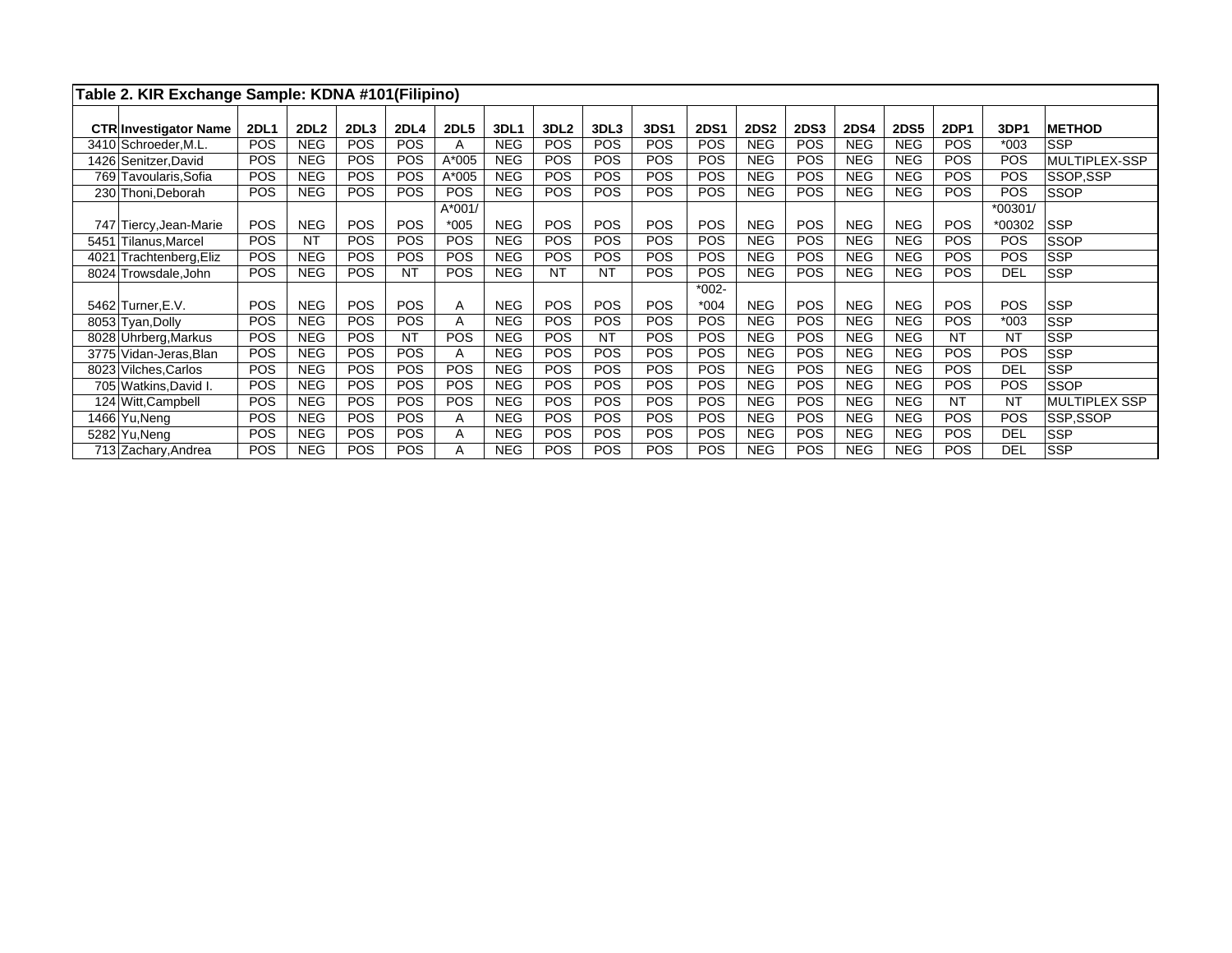**Table 2. KIR Exchange Sample: KDNA #101(Filipino)**

| CTR | Investigator Name | 2DL1 | 2DL2 | 2DL3 | 2DL4 | 2DL5 | 3DL1 | 3DL2 | 3DL3 | 3DS1 | 2DS1 | 2DS2 | 2DS3 | 2DS4 | 2DS5 | 2DP1 | 3DP1 | METHOD |
|---|---|---|---|---|---|---|---|---|---|---|---|---|---|---|---|---|---|---|
| 3410 | Schroeder,M.L. | POS | NEG | POS | POS | A | NEG | POS | POS | POS | POS | NEG | POS | NEG | NEG | POS | *003 | SSP |
| 1426 | Senitzer,David | POS | NEG | POS | POS | A*005 | NEG | POS | POS | POS | POS | NEG | POS | NEG | NEG | POS | POS | MULTIPLEX-SSP |
| 769 | Tavoularis,Sofia | POS | NEG | POS | POS | A*005 | NEG | POS | POS | POS | POS | NEG | POS | NEG | NEG | POS | POS | SSOP,SSP |
| 230 | Thoni,Deborah | POS | NEG | POS | POS | POS | NEG | POS | POS | POS | POS | NEG | POS | NEG | NEG | POS | POS | SSOP |
| 747 | Tiercy,Jean-Marie | POS | NEG | POS | POS | A*001/ *005 | NEG | POS | POS | POS | POS | NEG | POS | NEG | NEG | POS | *00301/ *00302 | SSP |
| 5451 | Tilanus,Marcel | POS | NT | POS | POS | POS | NEG | POS | POS | POS | POS | NEG | POS | NEG | NEG | POS | POS | SSOP |
| 4021 | Trachtenberg,Eliz | POS | NEG | POS | POS | POS | NEG | POS | POS | POS | POS | NEG | POS | NEG | NEG | POS | POS | SSP |
| 8024 | Trowsdale,John | POS | NEG | POS | NT | POS | NEG | NT | NT | POS | POS | NEG | POS | NEG | NEG | POS | DEL | SSP |
| 5462 | Turner,E.V. | POS | NEG | POS | POS | A | NEG | POS | POS | POS | *002- *004 | NEG | POS | NEG | NEG | POS | POS | SSP |
| 8053 | Tyan,Dolly | POS | NEG | POS | POS | A | NEG | POS | POS | POS | POS | NEG | POS | NEG | NEG | POS | *003 | SSP |
| 8028 | Uhrberg,Markus | POS | NEG | POS | NT | POS | NEG | POS | NT | POS | POS | NEG | POS | NEG | NEG | NT | NT | SSP |
| 3775 | Vidan-Jeras,Blan | POS | NEG | POS | POS | A | NEG | POS | POS | POS | POS | NEG | POS | NEG | NEG | POS | POS | SSP |
| 8023 | Vilches,Carlos | POS | NEG | POS | POS | POS | NEG | POS | POS | POS | POS | NEG | POS | NEG | NEG | POS | DEL | SSP |
| 705 | Watkins,David I. | POS | NEG | POS | POS | POS | NEG | POS | POS | POS | POS | NEG | POS | NEG | NEG | POS | POS | SSOP |
| 124 | Witt,Campbell | POS | NEG | POS | POS | POS | NEG | POS | POS | POS | POS | NEG | POS | NEG | NEG | NT | NT | MULTIPLEX SSP |
| 1466 | Yu,Neng | POS | NEG | POS | POS | A | NEG | POS | POS | POS | POS | NEG | POS | NEG | NEG | POS | POS | SSP,SSOP |
| 5282 | Yu,Neng | POS | NEG | POS | POS | A | NEG | POS | POS | POS | POS | NEG | POS | NEG | NEG | POS | DEL | SSP |
| 713 | Zachary,Andrea | POS | NEG | POS | POS | A | NEG | POS | POS | POS | POS | NEG | POS | NEG | NEG | POS | DEL | SSP |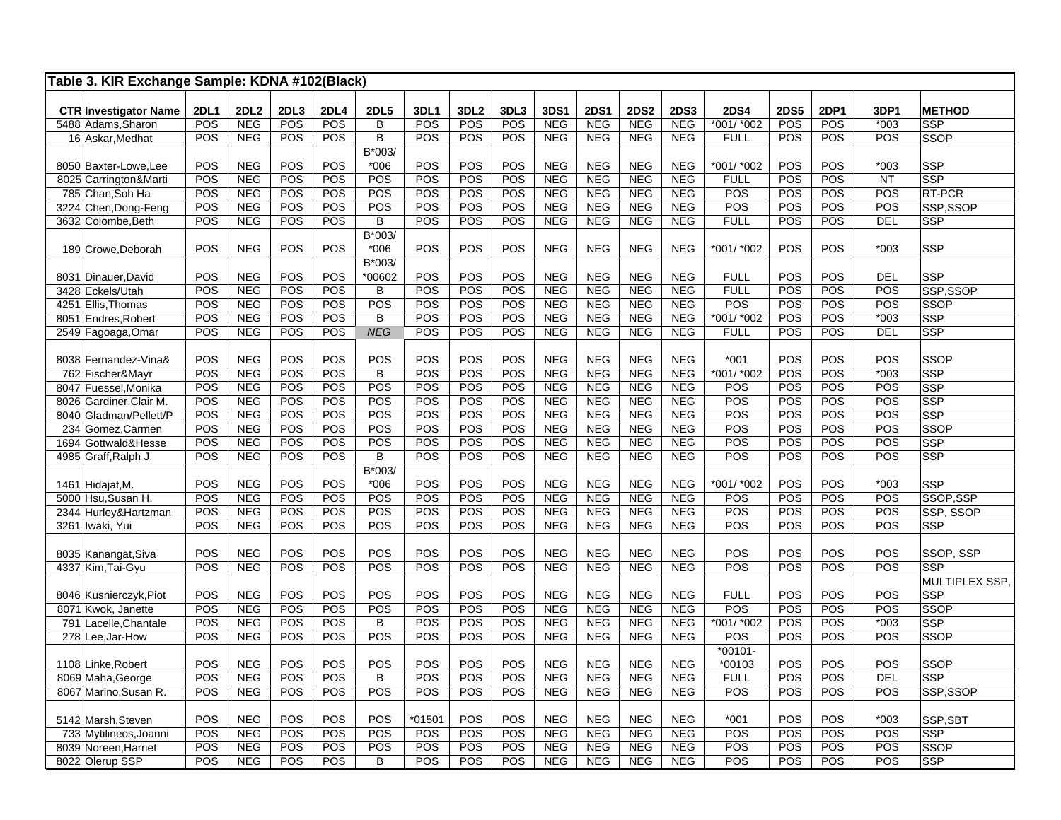| Table 3. KIR Exchange Sample: KDNA #102(Black) | | | | | | | | | | | | | | | | | | | |
|---|---|---|---|---|---|---|---|---|---|---|---|---|---|---|---|---|---|---|---|
| CTR | Investigator Name | 2DL1 | 2DL2 | 2DL3 | 2DL4 | 2DL5 | 3DL1 | 3DL2 | 3DL3 | 3DS1 | 2DS1 | 2DS2 | 2DS3 | 2DS4 | 2DS5 | 2DP1 | 3DP1 | METHOD |
| 5488 | Adams,Sharon | POS | NEG | POS | POS | B | POS | POS | POS | NEG | NEG | NEG | NEG | *001/ *002 | POS | POS | *003 | SSP |
| 16 | Askar,Medhat | POS | NEG | POS | POS | B | POS | POS | POS | NEG | NEG | NEG | NEG | FULL | POS | POS | POS | SSOP |
| 8050 | Baxter-Lowe,Lee | POS | NEG | POS | POS | B*003/ *006 | POS | POS | POS | NEG | NEG | NEG | NEG | *001/ *002 | POS | POS | *003 | SSP |
| 8025 | Carrington&Marti | POS | NEG | POS | POS | POS | POS | POS | POS | NEG | NEG | NEG | NEG | FULL | POS | POS | NT | SSP |
| 785 | Chan,Soh Ha | POS | NEG | POS | POS | POS | POS | POS | POS | NEG | NEG | NEG | NEG | POS | POS | POS | POS | RT-PCR |
| 3224 | Chen,Dong-Feng | POS | NEG | POS | POS | POS | POS | POS | POS | NEG | NEG | NEG | NEG | POS | POS | POS | POS | SSP,SSOP |
| 3632 | Colombe,Beth | POS | NEG | POS | POS | B | POS | POS | POS | NEG | NEG | NEG | NEG | FULL | POS | POS | DEL | SSP |
| 189 | Crowe,Deborah | POS | NEG | POS | POS | B*003/ *006 | POS | POS | POS | NEG | NEG | NEG | NEG | *001/ *002 | POS | POS | *003 | SSP |
| 8031 | Dinauer,David | POS | NEG | POS | POS | B*003/ *00602 | POS | POS | POS | NEG | NEG | NEG | NEG | FULL | POS | POS | DEL | SSP |
| 3428 | Eckels/Utah | POS | NEG | POS | POS | B | POS | POS | POS | NEG | NEG | NEG | NEG | FULL | POS | POS | POS | SSP,SSOP |
| 4251 | Ellis,Thomas | POS | NEG | POS | POS | POS | POS | POS | POS | NEG | NEG | NEG | NEG | POS | POS | POS | POS | SSOP |
| 8051 | Endres,Robert | POS | NEG | POS | POS | B | POS | POS | POS | NEG | NEG | NEG | NEG | *001/ *002 | POS | POS | *003 | SSP |
| 2549 | Fagoaga,Omar | POS | NEG | POS | POS | *NEG* | POS | POS | POS | NEG | NEG | NEG | NEG | FULL | POS | POS | DEL | SSP |
| 8038 | Fernandez-Vina& | POS | NEG | POS | POS | POS | POS | POS | POS | NEG | NEG | NEG | NEG | *001 | POS | POS | POS | SSOP |
| 762 | Fischer&Mayr | POS | NEG | POS | POS | B | POS | POS | POS | NEG | NEG | NEG | NEG | *001/ *002 | POS | POS | *003 | SSP |
| 8047 | Fuessel,Monika | POS | NEG | POS | POS | POS | POS | POS | POS | NEG | NEG | NEG | NEG | POS | POS | POS | POS | SSP |
| 8026 | Gardiner,Clair M. | POS | NEG | POS | POS | POS | POS | POS | POS | NEG | NEG | NEG | NEG | POS | POS | POS | POS | SSP |
| 8040 | Gladman/Pellett/P | POS | NEG | POS | POS | POS | POS | POS | POS | NEG | NEG | NEG | NEG | POS | POS | POS | POS | SSP |
| 234 | Gomez,Carmen | POS | NEG | POS | POS | POS | POS | POS | POS | NEG | NEG | NEG | NEG | POS | POS | POS | POS | SSOP |
| 1694 | Gottwald&Hesse | POS | NEG | POS | POS | POS | POS | POS | POS | NEG | NEG | NEG | NEG | POS | POS | POS | POS | SSP |
| 4985 | Graff,Ralph J. | POS | NEG | POS | POS | B | POS | POS | POS | NEG | NEG | NEG | NEG | POS | POS | POS | POS | SSP |
| 1461 | Hidajat,M. | POS | NEG | POS | POS | B*003/ *006 | POS | POS | POS | NEG | NEG | NEG | NEG | *001/ *002 | POS | POS | *003 | SSP |
| 5000 | Hsu,Susan H. | POS | NEG | POS | POS | POS | POS | POS | POS | NEG | NEG | NEG | NEG | POS | POS | POS | POS | SSOP,SSP |
| 2344 | Hurley&Hartzman | POS | NEG | POS | POS | POS | POS | POS | POS | NEG | NEG | NEG | NEG | POS | POS | POS | POS | SSP, SSOP |
| 3261 | Iwaki, Yui | POS | NEG | POS | POS | POS | POS | POS | POS | NEG | NEG | NEG | NEG | POS | POS | POS | POS | SSP |
| 8035 | Kanangat,Siva | POS | NEG | POS | POS | POS | POS | POS | POS | NEG | NEG | NEG | NEG | POS | POS | POS | POS | SSOP, SSP |
| 4337 | Kim,Tai-Gyu | POS | NEG | POS | POS | POS | POS | POS | POS | NEG | NEG | NEG | NEG | POS | POS | POS | POS | SSP |
| 8046 | Kusnierczyk,Piot | POS | NEG | POS | POS | POS | POS | POS | POS | NEG | NEG | NEG | NEG | FULL | POS | POS | POS | MULTIPLEX SSP, SSP |
| 8071 | Kwok, Janette | POS | NEG | POS | POS | POS | POS | POS | POS | NEG | NEG | NEG | NEG | POS | POS | POS | POS | SSOP |
| 791 | Lacelle,Chantale | POS | NEG | POS | POS | B | POS | POS | POS | NEG | NEG | NEG | NEG | *001/ *002 | POS | POS | *003 | SSP |
| 278 | Lee,Jar-How | POS | NEG | POS | POS | POS | POS | POS | POS | NEG | NEG | NEG | NEG | POS | POS | POS | POS | SSOP |
| 1108 | Linke,Robert | POS | NEG | POS | POS | POS | POS | POS | POS | NEG | NEG | NEG | NEG | *00101- *00103 | POS | POS | POS | SSOP |
| 8069 | Maha,George | POS | NEG | POS | POS | B | POS | POS | POS | NEG | NEG | NEG | NEG | FULL | POS | POS | DEL | SSP |
| 8067 | Marino,Susan R. | POS | NEG | POS | POS | POS | POS | POS | POS | NEG | NEG | NEG | NEG | POS | POS | POS | POS | SSP,SSOP |
| 5142 | Marsh,Steven | POS | NEG | POS | POS | POS | *01501 | POS | POS | NEG | NEG | NEG | NEG | *001 | POS | POS | *003 | SSP,SBT |
| 733 | Mytilineos,Joanni | POS | NEG | POS | POS | POS | POS | POS | POS | NEG | NEG | NEG | NEG | POS | POS | POS | POS | SSP |
| 8039 | Noreen,Harriet | POS | NEG | POS | POS | POS | POS | POS | POS | NEG | NEG | NEG | NEG | POS | POS | POS | POS | SSOP |
| 8022 | Olerup SSP | POS | NEG | POS | POS | B | POS | POS | POS | NEG | NEG | NEG | NEG | POS | POS | POS | POS | SSP |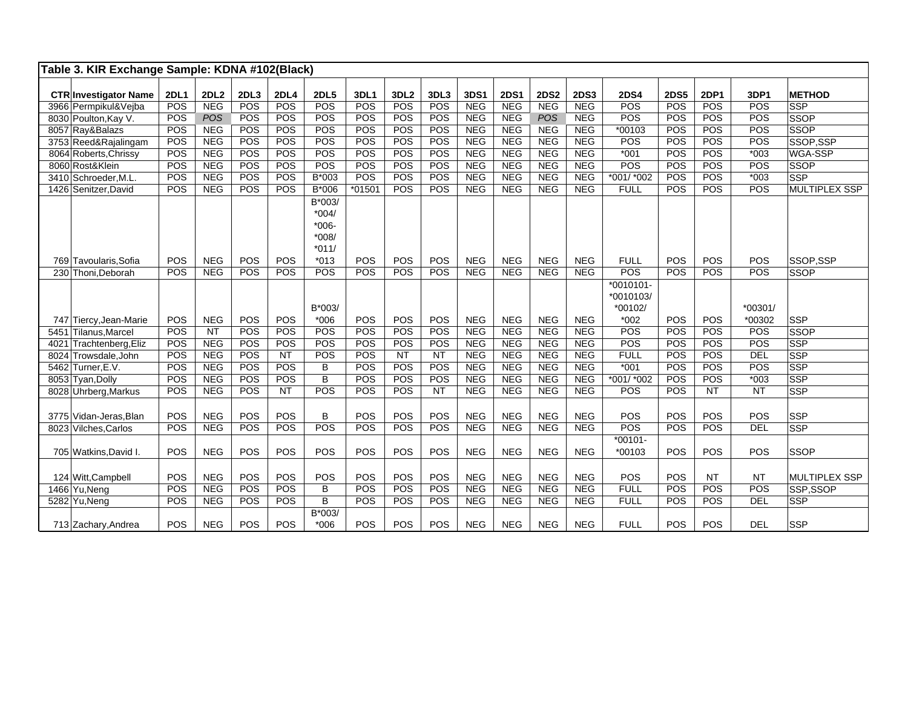**Table 3. KIR Exchange Sample: KDNA #102(Black)**

| CTR | Investigator Name | 2DL1 | 2DL2 | 2DL3 | 2DL4 | 2DL5 | 3DL1 | 3DL2 | 3DL3 | 3DS1 | 2DS1 | 2DS2 | 2DS3 | 2DS4 | 2DS5 | 2DP1 | 3DP1 | METHOD |
|---|---|---|---|---|---|---|---|---|---|---|---|---|---|---|---|---|---|---|
| 3966 | Permpikul&Vejba | POS | NEG | POS | POS | POS | POS | POS | POS | NEG | NEG | NEG | NEG | POS | POS | POS | POS | SSP |
| 8030 | Poulton,Kay V. | POS | *POS* | POS | POS | POS | POS | POS | POS | NEG | NEG | *POS* | NEG | POS | POS | POS | POS | SSOP |
| 8057 | Ray&Balazs | POS | NEG | POS | POS | POS | POS | POS | POS | NEG | NEG | NEG | NEG | *00103 | POS | POS | POS | SSOP |
| 3753 | Reed&Rajalingam | POS | NEG | POS | POS | POS | POS | POS | POS | NEG | NEG | NEG | NEG | POS | POS | POS | POS | SSOP,SSP |
| 8064 | Roberts,Chrissy | POS | NEG | POS | POS | POS | POS | POS | POS | NEG | NEG | NEG | NEG | *001 | POS | POS | *003 | WGA-SSP |
| 8060 | Rost&Klein | POS | NEG | POS | POS | POS | POS | POS | POS | NEG | NEG | NEG | NEG | POS | POS | POS | POS | SSOP |
| 3410 | Schroeder,M.L. | POS | NEG | POS | POS | B*003 | POS | POS | POS | NEG | NEG | NEG | NEG | *001/ *002 | POS | POS | *003 | SSP |
| 1426 | Senitzer,David | POS | NEG | POS | POS | B*006 | *01501 | POS | POS | NEG | NEG | NEG | NEG | FULL | POS | POS | POS | MULTIPLEX SSP |
| 769 | Tavoularis,Sofia | POS | NEG | POS | POS | B*003/ *004/ *006- *008/ *011/ *013 | POS | POS | POS | NEG | NEG | NEG | NEG | FULL | POS | POS | POS | SSOP,SSP |
| 230 | Thoni,Deborah | POS | NEG | POS | POS | POS | POS | POS | POS | NEG | NEG | NEG | NEG | POS | POS | POS | POS | SSOP |
| 747 | Tiercy,Jean-Marie | POS | NEG | POS | POS | B*003/ *006 | POS | POS | POS | NEG | NEG | NEG | NEG | *0010101- *0010103/ *00102/ *002 | POS | POS | *00301/ *00302 | SSP |
| 5451 | Tilanus,Marcel | POS | NT | POS | POS | POS | POS | POS | POS | NEG | NEG | NEG | NEG | POS | POS | POS | POS | SSOP |
| 4021 | Trachtenberg,Eliz | POS | NEG | POS | POS | POS | POS | POS | POS | NEG | NEG | NEG | NEG | POS | POS | POS | POS | SSP |
| 8024 | Trowsdale,John | POS | NEG | POS | NT | POS | POS | NT | NT | NEG | NEG | NEG | NEG | FULL | POS | POS | DEL | SSP |
| 5462 | Turner,E.V. | POS | NEG | POS | POS | B | POS | POS | POS | NEG | NEG | NEG | NEG | *001 | POS | POS | POS | SSP |
| 8053 | Tyan,Dolly | POS | NEG | POS | POS | B | POS | POS | POS | NEG | NEG | NEG | NEG | *001/ *002 | POS | POS | *003 | SSP |
| 8028 | Uhrberg,Markus | POS | NEG | POS | NT | POS | POS | POS | NT | NEG | NEG | NEG | NEG | POS | POS | NT | NT | SSP |
| 3775 | Vidan-Jeras,Blan | POS | NEG | POS | POS | B | POS | POS | POS | NEG | NEG | NEG | NEG | POS | POS | POS | POS | SSP |
| 8023 | Vilches,Carlos | POS | NEG | POS | POS | POS | POS | POS | POS | NEG | NEG | NEG | NEG | POS | POS | POS | DEL | SSP |
| 705 | Watkins,David I. | POS | NEG | POS | POS | POS | POS | POS | POS | NEG | NEG | NEG | NEG | *00101- *00103 | POS | POS | POS | SSOP |
| 124 | Witt,Campbell | POS | NEG | POS | POS | POS | POS | POS | POS | NEG | NEG | NEG | NEG | POS | POS | NT | NT | MULTIPLEX SSP |
| 1466 | Yu,Neng | POS | NEG | POS | POS | B | POS | POS | POS | NEG | NEG | NEG | NEG | FULL | POS | POS | POS | SSP,SSOP |
| 5282 | Yu,Neng | POS | NEG | POS | POS | B | POS | POS | POS | NEG | NEG | NEG | NEG | FULL | POS | POS | DEL | SSP |
| 713 | Zachary,Andrea | POS | NEG | POS | POS | B*003/ *006 | POS | POS | POS | NEG | NEG | NEG | NEG | FULL | POS | POS | DEL | SSP |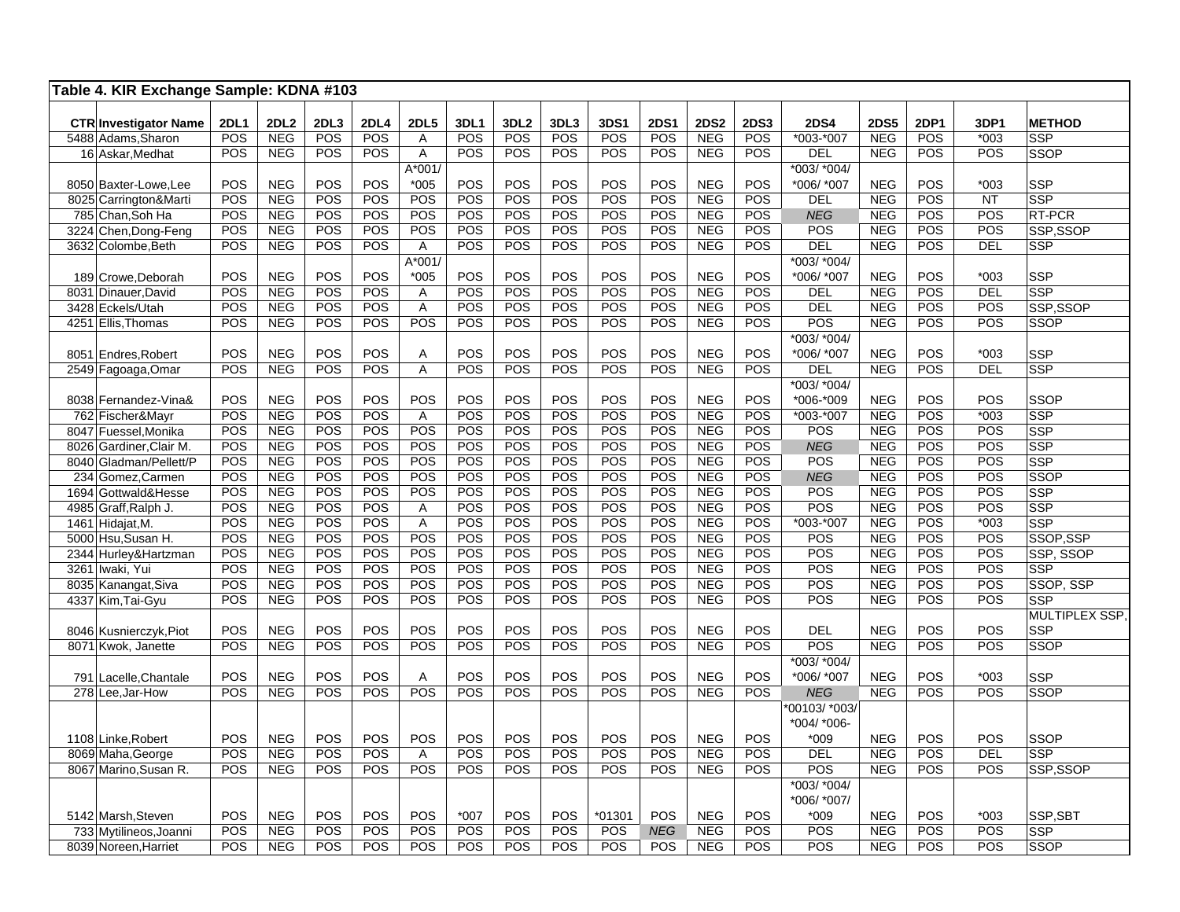**Table 4. KIR Exchange Sample: KDNA #103**

| CTR | Investigator Name | 2DL1 | 2DL2 | 2DL3 | 2DL4 | 2DL5 | 3DL1 | 3DL2 | 3DL3 | 3DS1 | 2DS1 | 2DS2 | 2DS3 | 2DS4 | 2DS5 | 2DP1 | 3DP1 | METHOD |
|---|---|---|---|---|---|---|---|---|---|---|---|---|---|---|---|---|---|---|
| 5488 | Adams,Sharon | POS | NEG | POS | POS | A | POS | POS | POS | POS | POS | NEG | POS | *003-*007 | NEG | POS | *003 | SSP |
| 16 | Askar,Medhat | POS | NEG | POS | POS | A | POS | POS | POS | POS | POS | NEG | POS | DEL | NEG | POS | POS | SSOP |
| 8050 | Baxter-Lowe,Lee | POS | NEG | POS | POS | A*001/ *005 | POS | POS | POS | POS | POS | NEG | POS | *003/ *004/ *006/ *007 | NEG | POS | *003 | SSP |
| 8025 | Carrington&Marti | POS | NEG | POS | POS | POS | POS | POS | POS | POS | POS | NEG | POS | DEL | NEG | POS | NT | SSP |
| 785 | Chan,Soh Ha | POS | NEG | POS | POS | POS | POS | POS | POS | POS | POS | NEG | POS | *NEG* | NEG | POS | POS | RT-PCR |
| 3224 | Chen,Dong-Feng | POS | NEG | POS | POS | POS | POS | POS | POS | POS | POS | NEG | POS | POS | NEG | POS | POS | SSP,SSOP |
| 3632 | Colombe,Beth | POS | NEG | POS | POS | A | POS | POS | POS | POS | POS | NEG | POS | DEL | NEG | POS | DEL | SSP |
| 189 | Crowe,Deborah | POS | NEG | POS | POS | A*001/ *005 | POS | POS | POS | POS | POS | NEG | POS | *003/ *004/ *006/ *007 | NEG | POS | *003 | SSP |
| 8031 | Dinauer,David | POS | NEG | POS | POS | A | POS | POS | POS | POS | POS | NEG | POS | DEL | NEG | POS | DEL | SSP |
| 3428 | Eckels/Utah | POS | NEG | POS | POS | A | POS | POS | POS | POS | POS | NEG | POS | DEL | NEG | POS | POS | SSP,SSOP |
| 4251 | Ellis,Thomas | POS | NEG | POS | POS | POS | POS | POS | POS | POS | POS | NEG | POS | POS | NEG | POS | POS | SSOP |
| 8051 | Endres,Robert | POS | NEG | POS | POS | A | POS | POS | POS | POS | POS | NEG | POS | *003/ *004/ *006/ *007 | NEG | POS | *003 | SSP |
| 2549 | Fagoaga,Omar | POS | NEG | POS | POS | A | POS | POS | POS | POS | POS | NEG | POS | DEL | NEG | POS | DEL | SSP |
| 8038 | Fernandez-Vina& | POS | NEG | POS | POS | POS | POS | POS | POS | POS | POS | NEG | POS | *003/ *004/ *006-*009 | NEG | POS | POS | SSOP |
| 762 | Fischer&Mayr | POS | NEG | POS | POS | A | POS | POS | POS | POS | POS | NEG | POS | *003-*007 | NEG | POS | *003 | SSP |
| 8047 | Fuessel,Monika | POS | NEG | POS | POS | POS | POS | POS | POS | POS | POS | NEG | POS | POS | NEG | POS | POS | SSP |
| 8026 | Gardiner,Clair M. | POS | NEG | POS | POS | POS | POS | POS | POS | POS | POS | NEG | POS | *NEG* | NEG | POS | POS | SSP |
| 8040 | Gladman/Pellett/P | POS | NEG | POS | POS | POS | POS | POS | POS | POS | POS | NEG | POS | POS | NEG | POS | POS | SSP |
| 234 | Gomez,Carmen | POS | NEG | POS | POS | POS | POS | POS | POS | POS | POS | NEG | POS | *NEG* | NEG | POS | POS | SSOP |
| 1694 | Gottwald&Hesse | POS | NEG | POS | POS | POS | POS | POS | POS | POS | POS | NEG | POS | POS | NEG | POS | POS | SSP |
| 4985 | Graff,Ralph J. | POS | NEG | POS | POS | A | POS | POS | POS | POS | POS | NEG | POS | POS | NEG | POS | POS | SSP |
| 1461 | Hidajat,M. | POS | NEG | POS | POS | A | POS | POS | POS | POS | POS | NEG | POS | *003-*007 | NEG | POS | *003 | SSP |
| 5000 | Hsu,Susan H. | POS | NEG | POS | POS | POS | POS | POS | POS | POS | POS | NEG | POS | POS | NEG | POS | POS | SSOP,SSP |
| 2344 | Hurley&Hartzman | POS | NEG | POS | POS | POS | POS | POS | POS | POS | POS | NEG | POS | POS | NEG | POS | POS | SSP, SSOP |
| 3261 | Iwaki, Yui | POS | NEG | POS | POS | POS | POS | POS | POS | POS | POS | NEG | POS | POS | NEG | POS | POS | SSP |
| 8035 | Kanangat,Siva | POS | NEG | POS | POS | POS | POS | POS | POS | POS | POS | NEG | POS | POS | NEG | POS | POS | SSOP, SSP |
| 4337 | Kim,Tai-Gyu | POS | NEG | POS | POS | POS | POS | POS | POS | POS | POS | NEG | POS | POS | NEG | POS | POS | SSP |
| 8046 | Kusnierczyk,Piot | POS | NEG | POS | POS | POS | POS | POS | POS | POS | POS | NEG | POS | DEL | NEG | POS | POS | MULTIPLEX SSP, SSP |
| 8071 | Kwok, Janette | POS | NEG | POS | POS | POS | POS | POS | POS | POS | POS | NEG | POS | POS | NEG | POS | POS | SSOP |
| 791 | Lacelle,Chantale | POS | NEG | POS | POS | A | POS | POS | POS | POS | POS | NEG | POS | *003/ *004/ *006/ *007 | NEG | POS | *003 | SSP |
| 278 | Lee,Jar-How | POS | NEG | POS | POS | POS | POS | POS | POS | POS | POS | NEG | POS | *NEG* | NEG | POS | POS | SSOP |
| 1108 | Linke,Robert | POS | NEG | POS | POS | POS | POS | POS | POS | POS | POS | NEG | POS | *00103/ *003/ *004/ *006-*009 | NEG | POS | POS | SSOP |
| 8069 | Maha,George | POS | NEG | POS | POS | A | POS | POS | POS | POS | POS | NEG | POS | DEL | NEG | POS | DEL | SSP |
| 8067 | Marino,Susan R. | POS | NEG | POS | POS | POS | POS | POS | POS | POS | POS | NEG | POS | POS | NEG | POS | POS | SSP,SSOP |
| 5142 | Marsh,Steven | POS | NEG | POS | POS | POS | *007 | POS | POS | *01301 | POS | NEG | POS | *003/ *004/ *006/ *007/ *009 | NEG | POS | *003 | SSP,SBT |
| 733 | Mytilineos,Joanni | POS | NEG | POS | POS | POS | POS | POS | POS | POS | *NEG* | NEG | POS | POS | NEG | POS | POS | SSP |
| 8039 | Noreen,Harriet | POS | NEG | POS | POS | POS | POS | POS | POS | POS | POS | NEG | POS | POS | NEG | POS | POS | SSOP |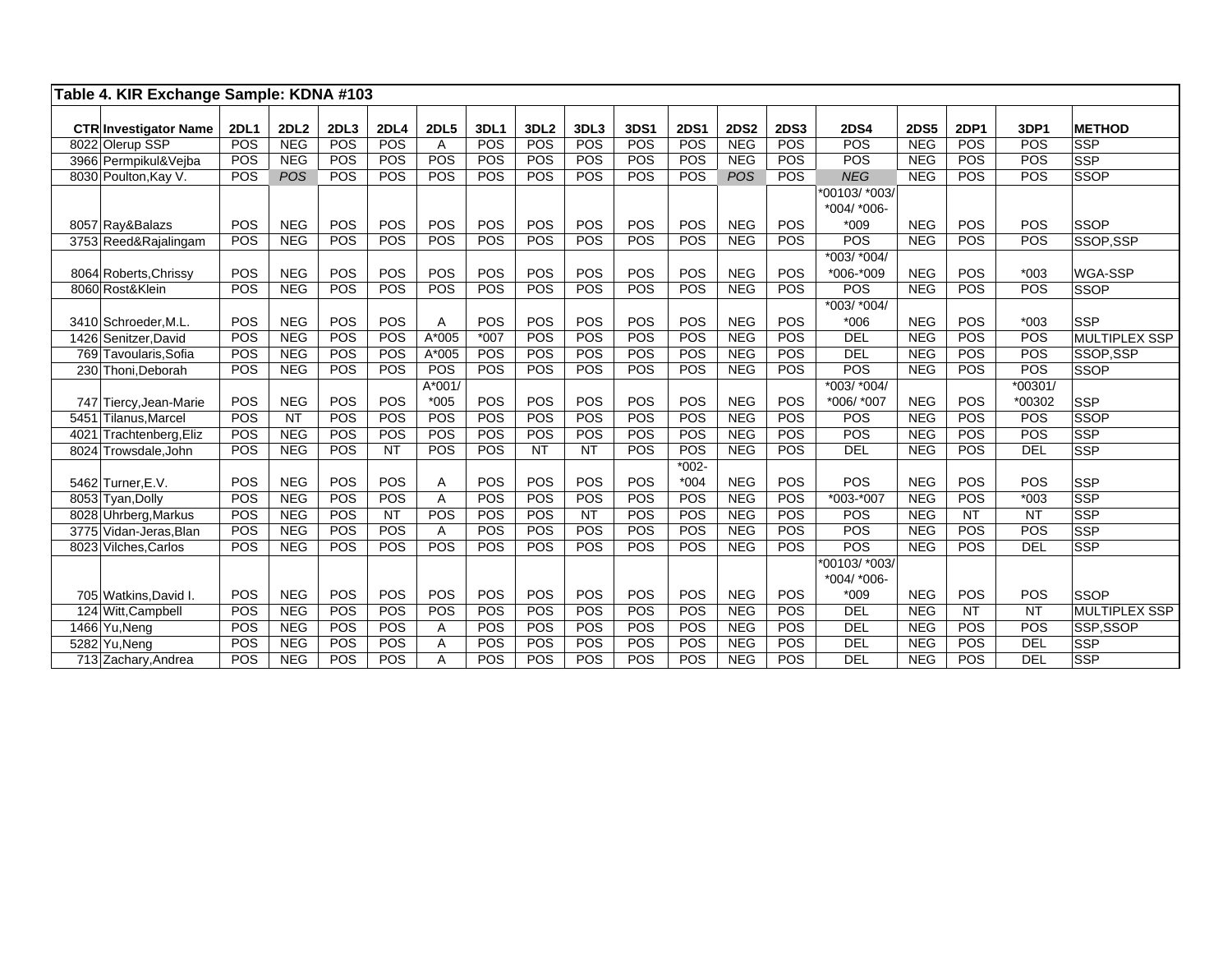**Table 4. KIR Exchange Sample: KDNA #103**

| CTR | Investigator Name | 2DL1 | 2DL2 | 2DL3 | 2DL4 | 2DL5 | 3DL1 | 3DL2 | 3DL3 | 3DS1 | 2DS1 | 2DS2 | 2DS3 | 2DS4 | 2DS5 | 2DP1 | 3DP1 | METHOD |
|---|---|---|---|---|---|---|---|---|---|---|---|---|---|---|---|---|---|---|
| 8022 | Olerup SSP | POS | NEG | POS | POS | A | POS | POS | POS | POS | POS | NEG | POS | POS | NEG | POS | POS | SSP |
| 3966 | Permpikul&Vejba | POS | NEG | POS | POS | POS | POS | POS | POS | POS | POS | NEG | POS | POS | NEG | POS | POS | SSP |
| 8030 | Poulton,Kay V. | POS | *POS* | POS | POS | POS | POS | POS | POS | POS | POS | *POS* | POS | *NEG* | NEG | POS | POS | SSOP |
| 8057 | Ray&Balazs | POS | NEG | POS | POS | POS | POS | POS | POS | POS | POS | NEG | POS | *00103/ *003/ *004/ *006-*009 | NEG | POS | POS | SSOP |
| 3753 | Reed&Rajalingam | POS | NEG | POS | POS | POS | POS | POS | POS | POS | POS | NEG | POS | POS | NEG | POS | POS | SSOP,SSP |
| 8064 | Roberts,Chrissy | POS | NEG | POS | POS | POS | POS | POS | POS | POS | POS | NEG | POS | *003/ *004/ *006-*009 | NEG | POS | *003 | WGA-SSP |
| 8060 | Rost&Klein | POS | NEG | POS | POS | POS | POS | POS | POS | POS | POS | NEG | POS | POS | NEG | POS | POS | SSOP |
| 3410 | Schroeder,M.L. | POS | NEG | POS | POS | A | POS | POS | POS | POS | POS | NEG | POS | *003/ *004/ *006 | NEG | POS | *003 | SSP |
| 1426 | Senitzer,David | POS | NEG | POS | POS | A*005 | *007 | POS | POS | POS | POS | NEG | POS | DEL | NEG | POS | POS | MULTIPLEX SSP |
| 769 | Tavoularis,Sofia | POS | NEG | POS | POS | A*005 | POS | POS | POS | POS | POS | NEG | POS | DEL | NEG | POS | POS | SSOP,SSP |
| 230 | Thoni,Deborah | POS | NEG | POS | POS | POS | POS | POS | POS | POS | POS | NEG | POS | POS | NEG | POS | POS | SSOP |
| 747 | Tiercy,Jean-Marie | POS | NEG | POS | POS | A*001/ *005 | POS | POS | POS | POS | POS | NEG | POS | *003/ *004/ *006/ *007 | NEG | POS | *00301/ *00302 | SSP |
| 5451 | Tilanus,Marcel | POS | NT | POS | POS | POS | POS | POS | POS | POS | POS | NEG | POS | POS | NEG | POS | POS | SSOP |
| 4021 | Trachtenberg,Eliz | POS | NEG | POS | POS | POS | POS | POS | POS | POS | POS | NEG | POS | POS | NEG | POS | POS | SSP |
| 8024 | Trowsdale,John | POS | NEG | POS | NT | POS | POS | NT | NT | POS | POS | NEG | POS | DEL | NEG | POS | DEL | SSP |
| 5462 | Turner,E.V. | POS | NEG | POS | POS | A | POS | POS | POS | POS | *002-*004 | NEG | POS | POS | NEG | POS | POS | SSP |
| 8053 | Tyan,Dolly | POS | NEG | POS | POS | A | POS | POS | POS | POS | POS | NEG | POS | *003-*007 | NEG | POS | *003 | SSP |
| 8028 | Uhrberg,Markus | POS | NEG | POS | NT | POS | POS | POS | NT | POS | POS | NEG | POS | POS | NEG | NT | NT | SSP |
| 3775 | Vidan-Jeras,Blan | POS | NEG | POS | POS | A | POS | POS | POS | POS | POS | NEG | POS | POS | NEG | POS | POS | SSP |
| 8023 | Vilches,Carlos | POS | NEG | POS | POS | POS | POS | POS | POS | POS | POS | NEG | POS | POS | NEG | POS | DEL | SSP |
| 705 | Watkins,David I. | POS | NEG | POS | POS | POS | POS | POS | POS | POS | POS | NEG | POS | *00103/ *003/ *004/ *006-*009 | NEG | POS | POS | SSOP |
| 124 | Witt,Campbell | POS | NEG | POS | POS | POS | POS | POS | POS | POS | POS | NEG | POS | DEL | NEG | NT | NT | MULTIPLEX SSP |
| 1466 | Yu,Neng | POS | NEG | POS | POS | A | POS | POS | POS | POS | POS | NEG | POS | DEL | NEG | POS | POS | SSP,SSOP |
| 5282 | Yu,Neng | POS | NEG | POS | POS | A | POS | POS | POS | POS | POS | NEG | POS | DEL | NEG | POS | DEL | SSP |
| 713 | Zachary,Andrea | POS | NEG | POS | POS | A | POS | POS | POS | POS | POS | NEG | POS | DEL | NEG | POS | DEL | SSP |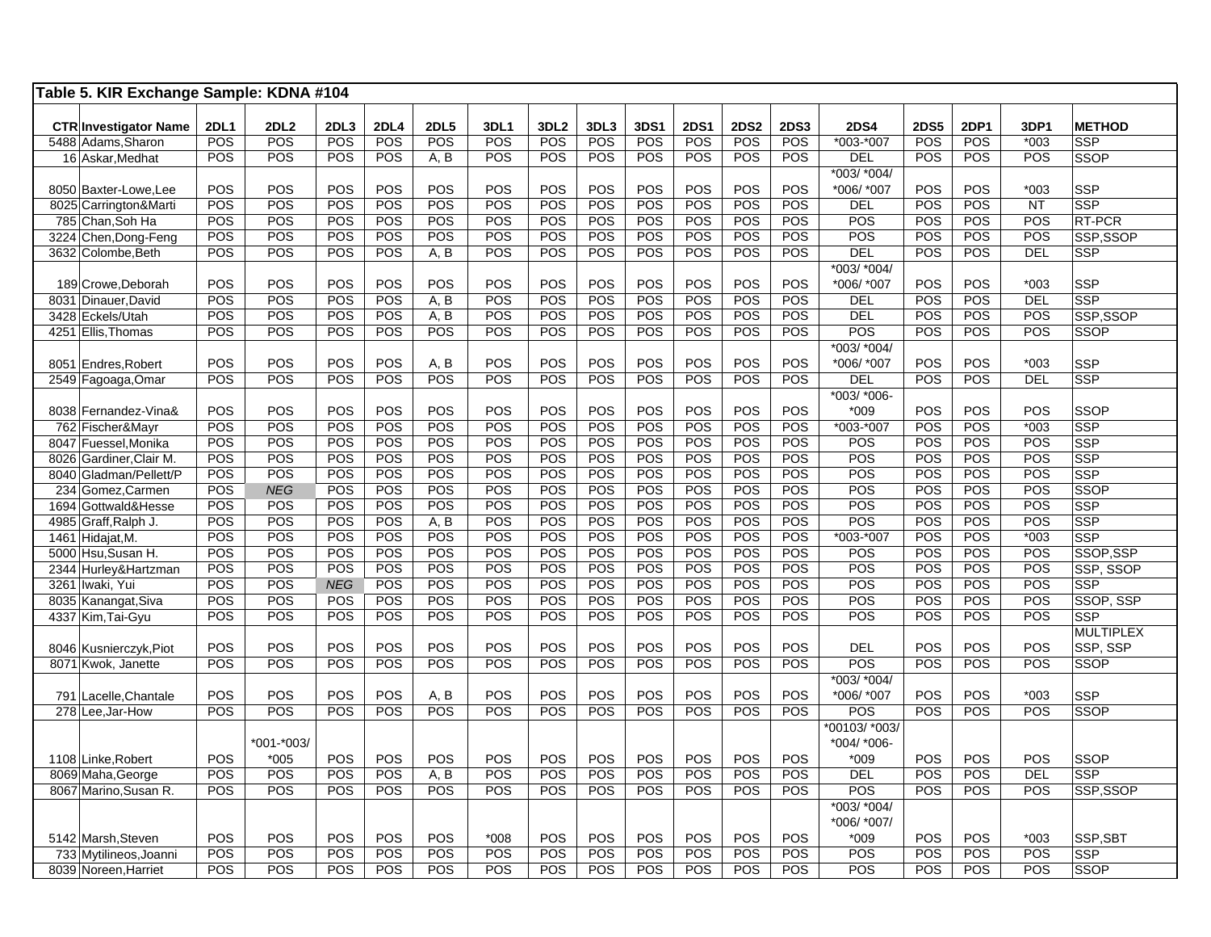**Table 5. KIR Exchange Sample: KDNA #104**

| CTR | Investigator Name | 2DL1 | 2DL2 | 2DL3 | 2DL4 | 2DL5 | 3DL1 | 3DL2 | 3DL3 | 3DS1 | 2DS1 | 2DS2 | 2DS3 | 2DS4 | 2DS5 | 2DP1 | 3DP1 | METHOD |
|---|---|---|---|---|---|---|---|---|---|---|---|---|---|---|---|---|---|---|
| 5488 | Adams,Sharon | POS | POS | POS | POS | POS | POS | POS | POS | POS | POS | POS | POS | *003-*007 | POS | POS | *003 | SSP |
| 16 | Askar,Medhat | POS | POS | POS | POS | A, B | POS | POS | POS | POS | POS | POS | POS | DEL | POS | POS | POS | SSOP |
| 8050 | Baxter-Lowe,Lee | POS | POS | POS | POS | POS | POS | POS | POS | POS | POS | POS | POS | *003/ *004/ *006/ *007 | POS | POS | *003 | SSP |
| 8025 | Carrington&Marti | POS | POS | POS | POS | POS | POS | POS | POS | POS | POS | POS | POS | DEL | POS | POS | NT | SSP |
| 785 | Chan,Soh Ha | POS | POS | POS | POS | POS | POS | POS | POS | POS | POS | POS | POS | POS | POS | POS | POS | RT-PCR |
| 3224 | Chen,Dong-Feng | POS | POS | POS | POS | POS | POS | POS | POS | POS | POS | POS | POS | DEL | POS | POS | POS | SSP,SSOP |
| 3632 | Colombe,Beth | POS | POS | POS | POS | A, B | POS | POS | POS | POS | POS | POS | POS | DEL | POS | POS | DEL | SSP |
| 189 | Crowe,Deborah | POS | POS | POS | POS | POS | POS | POS | POS | POS | POS | POS | POS | *003/ *004/ *006/ *007 | POS | POS | *003 | SSP |
| 8031 | Dinauer,David | POS | POS | POS | POS | A, B | POS | POS | POS | POS | POS | POS | POS | DEL | POS | POS | DEL | SSP |
| 3428 | Eckels/Utah | POS | POS | POS | POS | A, B | POS | POS | POS | POS | POS | POS | POS | DEL | POS | POS | POS | SSP,SSOP |
| 4251 | Ellis,Thomas | POS | POS | POS | POS | POS | POS | POS | POS | POS | POS | POS | POS | POS | POS | POS | POS | SSOP |
| 8051 | Endres,Robert | POS | POS | POS | POS | A, B | POS | POS | POS | POS | POS | POS | POS | *003/ *004/ *006/ *007 | POS | POS | *003 | SSP |
| 2549 | Fagoaga,Omar | POS | POS | POS | POS | POS | POS | POS | POS | POS | POS | POS | POS | DEL | POS | POS | DEL | SSP |
| 8038 | Fernandez-Vina& | POS | POS | POS | POS | POS | POS | POS | POS | POS | POS | POS | POS | *003/ *006-*009 | POS | POS | POS | SSOP |
| 762 | Fischer&Mayr | POS | POS | POS | POS | POS | POS | POS | POS | POS | POS | POS | POS | *003-*007 | POS | POS | *003 | SSP |
| 8047 | Fuessel,Monika | POS | POS | POS | POS | POS | POS | POS | POS | POS | POS | POS | POS | POS | POS | POS | POS | SSP |
| 8026 | Gardiner,Clair M. | POS | POS | POS | POS | POS | POS | POS | POS | POS | POS | POS | POS | POS | POS | POS | POS | SSP |
| 8040 | Gladman/Pellett/P | POS | POS | POS | POS | POS | POS | POS | POS | POS | POS | POS | POS | POS | POS | POS | POS | SSP |
| 234 | Gomez,Carmen | POS | *NEG* | POS | POS | POS | POS | POS | POS | POS | POS | POS | POS | POS | POS | POS | POS | SSOP |
| 1694 | Gottwald&Hesse | POS | POS | POS | POS | POS | POS | POS | POS | POS | POS | POS | POS | POS | POS | POS | POS | SSP |
| 4985 | Graff,Ralph J. | POS | POS | POS | POS | A, B | POS | POS | POS | POS | POS | POS | POS | POS | POS | POS | POS | SSP |
| 1461 | Hidajat,M. | POS | POS | POS | POS | POS | POS | POS | POS | POS | POS | POS | POS | *003-*007 | POS | POS | *003 | SSP |
| 5000 | Hsu,Susan H. | POS | POS | POS | POS | POS | POS | POS | POS | POS | POS | POS | POS | POS | POS | POS | POS | SSOP,SSP |
| 2344 | Hurley&Hartzman | POS | POS | POS | POS | POS | POS | POS | POS | POS | POS | POS | POS | POS | POS | POS | POS | SSP, SSOP |
| 3261 | Iwaki, Yui | POS | POS | *NEG* | POS | POS | POS | POS | POS | POS | POS | POS | POS | POS | POS | POS | POS | SSP |
| 8035 | Kanangat,Siva | POS | POS | POS | POS | POS | POS | POS | POS | POS | POS | POS | POS | POS | POS | POS | POS | SSOP, SSP |
| 4337 | Kim,Tai-Gyu | POS | POS | POS | POS | POS | POS | POS | POS | POS | POS | POS | POS | POS | POS | POS | POS | SSP |
| 8046 | Kusnierczyk,Piot | POS | POS | POS | POS | POS | POS | POS | POS | POS | POS | POS | POS | DEL | POS | POS | POS | MULTIPLEX SSP, SSP |
| 8071 | Kwok, Janette | POS | POS | POS | POS | POS | POS | POS | POS | POS | POS | POS | POS | POS | POS | POS | POS | SSOP |
| 791 | Lacelle,Chantale | POS | POS | POS | POS | A, B | POS | POS | POS | POS | POS | POS | POS | *003/ *004/ *006/ *007 | POS | POS | *003 | SSP |
| 278 | Lee,Jar-How | POS | POS | POS | POS | POS | POS | POS | POS | POS | POS | POS | POS | POS | POS | POS | POS | SSOP |
| 1108 | Linke,Robert | POS | *001-*003/ *005 | POS | POS | POS | POS | POS | POS | POS | POS | POS | POS | *00103/ *003/ *004/ *006-*009 | POS | POS | POS | SSOP |
| 8069 | Maha,George | POS | POS | POS | POS | A, B | POS | POS | POS | POS | POS | POS | POS | DEL | POS | POS | DEL | SSP |
| 8067 | Marino,Susan R. | POS | POS | POS | POS | POS | POS | POS | POS | POS | POS | POS | POS | POS | POS | POS | POS | SSP,SSOP |
| 5142 | Marsh,Steven | POS | POS | POS | POS | POS | *008 | POS | POS | POS | POS | POS | POS | *003/ *004/ *006/ *007/ *009 | POS | POS | *003 | SSP,SBT |
| 733 | Mytilineos,Joanni | POS | POS | POS | POS | POS | POS | POS | POS | POS | POS | POS | POS | POS | POS | POS | POS | SSP |
| 8039 | Noreen,Harriet | POS | POS | POS | POS | POS | POS | POS | POS | POS | POS | POS | POS | POS | POS | POS | POS | SSOP |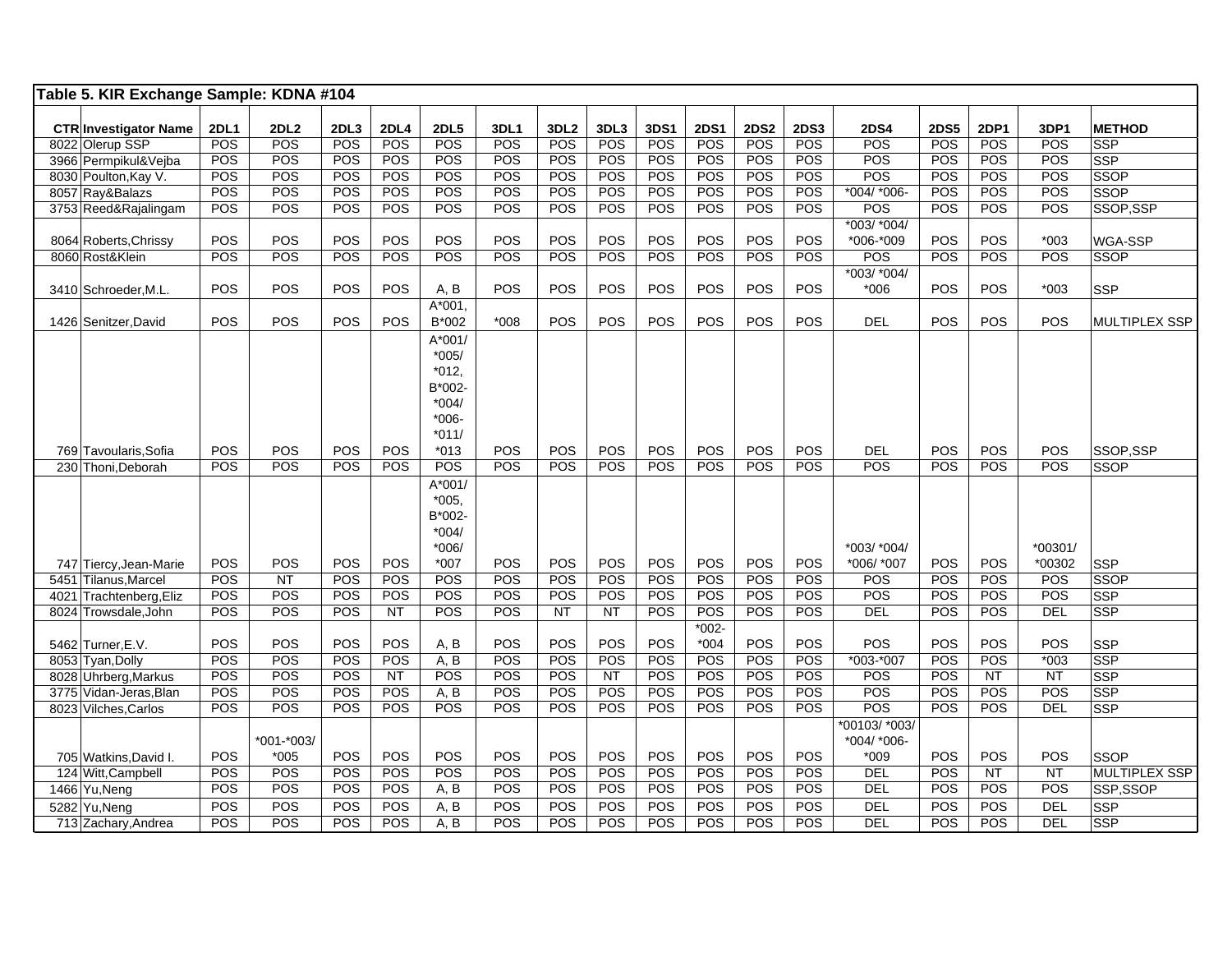**Table 5. KIR Exchange Sample: KDNA #104**

| CTR | Investigator Name | 2DL1 | 2DL2 | 2DL3 | 2DL4 | 2DL5 | 3DL1 | 3DL2 | 3DL3 | 3DS1 | 2DS1 | 2DS2 | 2DS3 | 2DS4 | 2DS5 | 2DP1 | 3DP1 | METHOD |
|---|---|---|---|---|---|---|---|---|---|---|---|---|---|---|---|---|---|---|
| 8022 | Olerup SSP | POS | POS | POS | POS | POS | POS | POS | POS | POS | POS | POS | POS | POS | POS | POS | POS | SSP |
| 3966 | Permpikul&Vejba | POS | POS | POS | POS | POS | POS | POS | POS | POS | POS | POS | POS | POS | POS | POS | POS | SSP |
| 8030 | Poulton,Kay V. | POS | POS | POS | POS | POS | POS | POS | POS | POS | POS | POS | POS | POS | POS | POS | POS | SSOP |
| 8057 | Ray&Balazs | POS | POS | POS | POS | POS | POS | POS | POS | POS | POS | POS | POS | *004/ *006- | POS | POS | POS | SSOP |
| 3753 | Reed&Rajalingam | POS | POS | POS | POS | POS | POS | POS | POS | POS | POS | POS | POS | POS | POS | POS | POS | SSOP,SSP |
| 8064 | Roberts,Chrissy | POS | POS | POS | POS | POS | POS | POS | POS | POS | POS | POS | POS | *003/ *004/ *006-*009 | POS | POS | *003 | WGA-SSP |
| 8060 | Rost&Klein | POS | POS | POS | POS | POS | POS | POS | POS | POS | POS | POS | POS | POS | POS | POS | POS | SSOP |
| 3410 | Schroeder,M.L. | POS | POS | POS | POS | A, B | POS | POS | POS | POS | POS | POS | POS | *003/ *004/ *006 | POS | POS | *003 | SSP |
| 1426 | Senitzer,David | POS | POS | POS | POS | A*001, B*002 | *008 | POS | POS | POS | POS | POS | POS | DEL | POS | POS | POS | MULTIPLEX SSP |
| 769 | Tavoularis,Sofia | POS | POS | POS | POS | A*001/ *005/ *012, B*002- *004/ *006- *011/ *013 | POS | POS | POS | POS | POS | POS | POS | DEL | POS | POS | POS | SSOP,SSP |
| 230 | Thoni,Deborah | POS | POS | POS | POS | POS | POS | POS | POS | POS | POS | POS | POS | POS | POS | POS | POS | SSOP |
| 747 | Tiercy,Jean-Marie | POS | POS | POS | POS | A*001/ *005, B*002- *004/ *006/ *007 | POS | POS | POS | POS | POS | POS | POS | *003/ *004/ *006/ *007 | POS | POS | *00301/ *00302 | SSP |
| 5451 | Tilanus,Marcel | POS | NT | POS | POS | POS | POS | POS | POS | POS | POS | POS | POS | POS | POS | POS | POS | SSOP |
| 4021 | Trachtenberg,Eliz | POS | POS | POS | POS | POS | POS | POS | POS | POS | POS | POS | POS | POS | POS | POS | POS | SSP |
| 8024 | Trowsdale,John | POS | POS | POS | NT | POS | POS | NT | NT | POS | POS | POS | POS | DEL | POS | POS | DEL | SSP |
| 5462 | Turner,E.V. | POS | POS | POS | POS | A, B | POS | POS | POS | POS | *002- *004 | POS | POS | POS | POS | POS | POS | SSP |
| 8053 | Tyan,Dolly | POS | POS | POS | POS | A, B | POS | POS | POS | POS | POS | POS | POS | *003-*007 | POS | POS | *003 | SSP |
| 8028 | Uhrberg,Markus | POS | POS | POS | NT | POS | POS | POS | NT | POS | POS | POS | POS | POS | POS | NT | NT | SSP |
| 3775 | Vidan-Jeras,Blan | POS | POS | POS | POS | A, B | POS | POS | POS | POS | POS | POS | POS | POS | POS | POS | POS | SSP |
| 8023 | Vilches,Carlos | POS | POS | POS | POS | POS | POS | POS | POS | POS | POS | POS | POS | POS | POS | POS | DEL | SSP |
| 705 | Watkins,David I. | POS | *001-*003/ *005 | POS | POS | POS | POS | POS | POS | POS | POS | POS | POS | *00103/ *003/ *004/ *006- *009 | POS | POS | POS | SSOP |
| 124 | Witt,Campbell | POS | POS | POS | POS | POS | POS | POS | POS | POS | POS | POS | POS | DEL | POS | NT | NT | MULTIPLEX SSP |
| 1466 | Yu,Neng | POS | POS | POS | POS | A, B | POS | POS | POS | POS | POS | POS | POS | DEL | POS | POS | POS | SSP,SSOP |
| 5282 | Yu,Neng | POS | POS | POS | POS | A, B | POS | POS | POS | POS | POS | POS | POS | DEL | POS | POS | DEL | SSP |
| 713 | Zachary,Andrea | POS | POS | POS | POS | A, B | POS | POS | POS | POS | POS | POS | POS | DEL | POS | POS | DEL | SSP |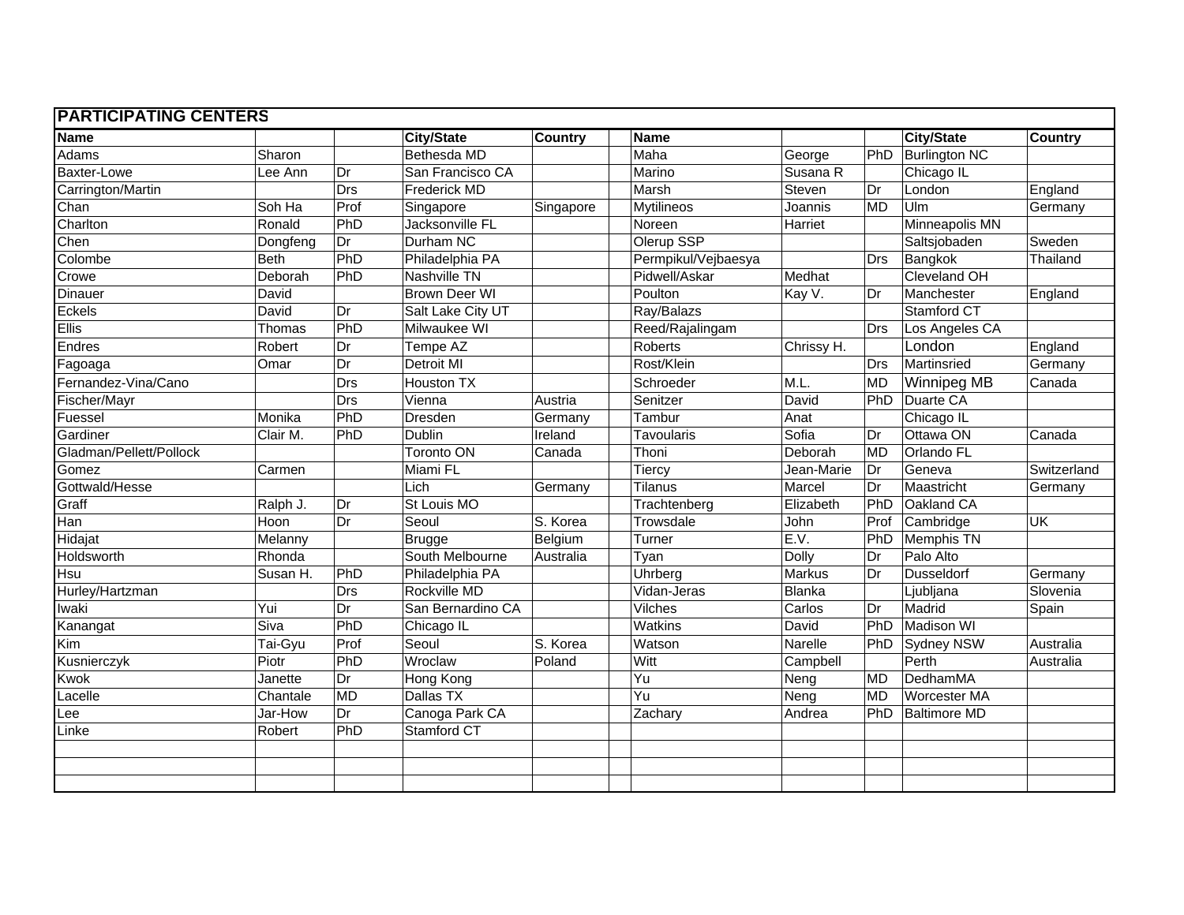**PARTICIPATING CENTERS**

| Name | | | City/State | Country | | Name | | | City/State | Country |
|---|---|---|---|---|---|---|---|---|---|---|
| Adams | Sharon | | Bethesda MD | | | Maha | George | PhD | Burlington NC | |
| Baxter-Lowe | Lee Ann | Dr | San Francisco CA | | | Marino | Susana R | | Chicago IL | |
| Carrington/Martin | | Drs | Frederick MD | | | Marsh | Steven | Dr | London | England |
| Chan | Soh Ha | Prof | Singapore | Singapore | | Mytilineos | Joannis | MD | Ulm | Germany |
| Charlton | Ronald | PhD | Jacksonville FL | | | Noreen | Harriet | | Minneapolis MN | |
| Chen | Dongfeng | Dr | Durham NC | | | Olerup SSP | | | Saltsjobaden | Sweden |
| Colombe | Beth | PhD | Philadelphia PA | | | Permpikul/Vejbaesya | | Drs | Bangkok | Thailand |
| Crowe | Deborah | PhD | Nashville TN | | | Pidwell/Askar | Medhat | | Cleveland OH | |
| Dinauer | David | | Brown Deer WI | | | Poulton | Kay V. | Dr | Manchester | England |
| Eckels | David | Dr | Salt Lake City UT | | | Ray/Balazs | | | Stamford CT | |
| Ellis | Thomas | PhD | Milwaukee WI | | | Reed/Rajalingam | | Drs | Los Angeles CA | |
| Endres | Robert | Dr | Tempe AZ | | | Roberts | Chrissy H. | | London | England |
| Fagoaga | Omar | Dr | Detroit MI | | | Rost/Klein | | Drs | Martinsried | Germany |
| Fernandez-Vina/Cano | | Drs | Houston TX | | | Schroeder | M.L. | MD | Winnipeg MB | Canada |
| Fischer/Mayr | | Drs | Vienna | Austria | | Senitzer | David | PhD | Duarte CA | |
| Fuessel | Monika | PhD | Dresden | Germany | | Tambur | Anat | | Chicago IL | |
| Gardiner | Clair M. | PhD | Dublin | Ireland | | Tavoularis | Sofia | Dr | Ottawa ON | Canada |
| Gladman/Pellett/Pollock | | | Toronto ON | Canada | | Thoni | Deborah | MD | Orlando FL | |
| Gomez | Carmen | | Miami FL | | | Tiercy | Jean-Marie | Dr | Geneva | Switzerland |
| Gottwald/Hesse | | | Lich | Germany | | Tilanus | Marcel | Dr | Maastricht | Germany |
| Graff | Ralph J. | Dr | St Louis MO | | | Trachtenberg | Elizabeth | PhD | Oakland CA | |
| Han | Hoon | Dr | Seoul | S. Korea | | Trowsdale | John | Prof | Cambridge | UK |
| Hidajat | Melanny | | Brugge | Belgium | | Turner | E.V. | PhD | Memphis TN | |
| Holdsworth | Rhonda | | South Melbourne | Australia | | Tyan | Dolly | Dr | Palo Alto | |
| Hsu | Susan H. | PhD | Philadelphia PA | | | Uhrberg | Markus | Dr | Dusseldorf | Germany |
| Hurley/Hartzman | | Drs | Rockville MD | | | Vidan-Jeras | Blanka | | Ljubljana | Slovenia |
| Iwaki | Yui | Dr | San Bernardino CA | | | Vilches | Carlos | Dr | Madrid | Spain |
| Kanangat | Siva | PhD | Chicago IL | | | Watkins | David | PhD | Madison WI | |
| Kim | Tai-Gyu | Prof | Seoul | S. Korea | | Watson | Narelle | PhD | Sydney NSW | Australia |
| Kusnierczyk | Piotr | PhD | Wroclaw | Poland | | Witt | Campbell | | Perth | Australia |
| Kwok | Janette | Dr | Hong Kong | | | Yu | Neng | MD | DedhamMA | |
| Lacelle | Chantale | MD | Dallas TX | | | Yu | Neng | MD | Worcester MA | |
| Lee | Jar-How | Dr | Canoga Park CA | | | Zachary | Andrea | PhD | Baltimore MD | |
| Linke | Robert | PhD | Stamford CT | | | | | | | |